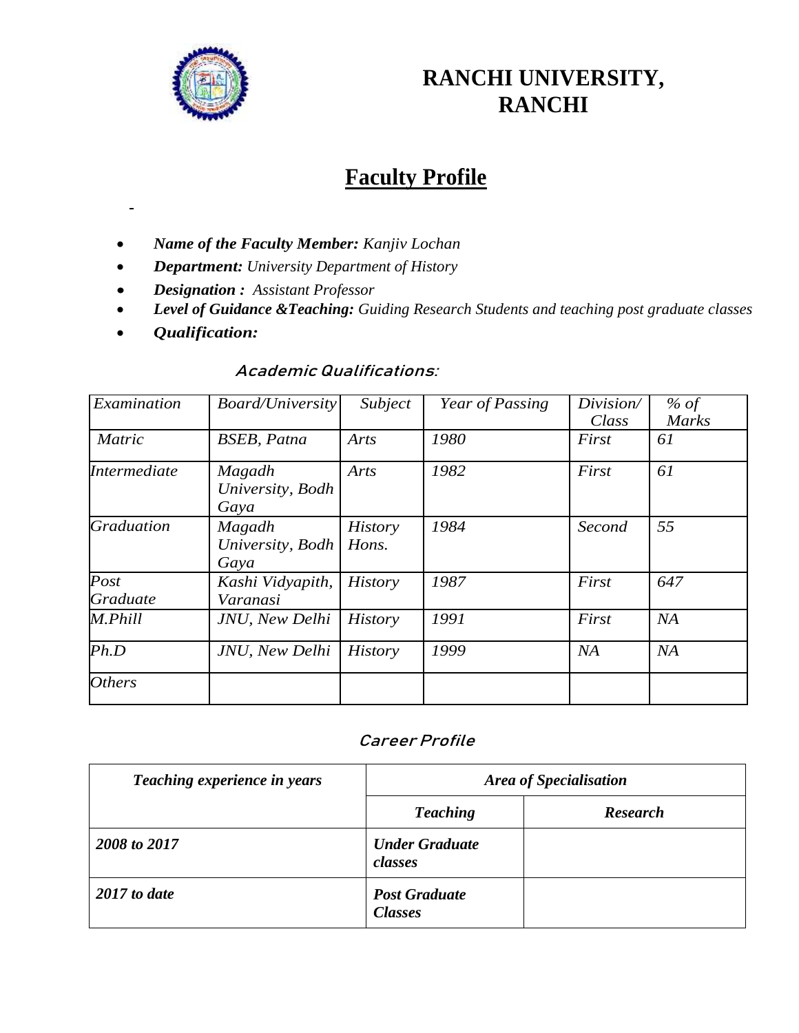# RANCHI UNIVERSITY, RANCHI

## Faculty Profile

-

- ***Name of the Faculty Member:*** *Kanjiv Lochan*
- ***Department:*** *University Department of History*
- ***Designation :*** *Assistant Professor*
- ***Level of Guidance &Teaching:*** *Guiding Research Students and teaching post graduate classes*
- ***Qualification:***

### *Academic Qualifications:*

| *Examination* | *Board/University* | *Subject* | *Year of Passing* | *Division/ Class* | *% of Marks* |
|---|---|---|---|---|---|
| *Matric* | *BSEB, Patna* | *Arts* | *1980* | *First* | *61* |
| *Intermediate* | *Magadh University, Bodh Gaya* | *Arts* | *1982* | *First* | *61* |
| *Graduation* | *Magadh University, Bodh Gaya* | *History Hons.* | *1984* | *Second* | *55* |
| *Post Graduate* | *Kashi Vidyapith, Varanasi* | *History* | *1987* | *First* | *647* |
| *M.Phill* | *JNU, New Delhi* | *History* | *1991* | *First* | *NA* |
| *Ph.D* | *JNU, New Delhi* | *History* | *1999* | *NA* | *NA* |
| *Others* | | | | | |

### *Career Profile*

| ***Teaching experience in years*** | ***Area of Specialisation*** | |
|---|---|---|
| | ***Teaching*** | ***Research*** |
| ***2008 to 2017*** | ***Under Graduate classes*** | |
| ***2017 to date*** | ***Post Graduate Classes*** | |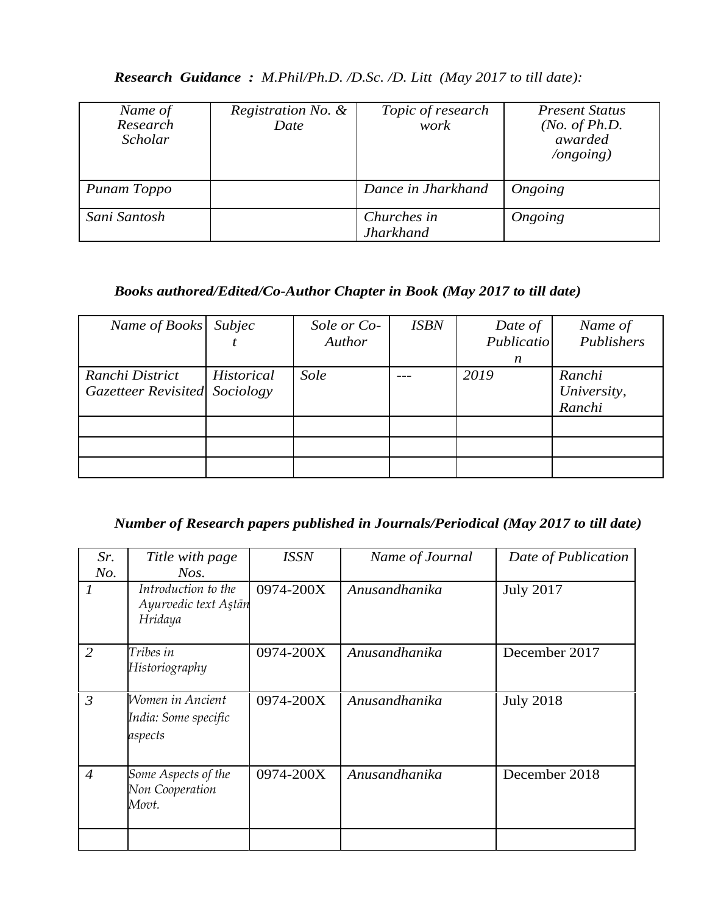***Research Guidance :*** *M.Phil/Ph.D. /D.Sc. /D. Litt (May 2017 to till date):*

| *Name of Research Scholar* | *Registration No. & Date* | *Topic of research work* | *Present Status (No. of Ph.D. awarded /ongoing)* |
|---|---|---|---|
| *Punam Toppo* | | *Dance in Jharkhand* | *Ongoing* |
| *Sani Santosh* | | *Churches in Jharkhand* | *Ongoing* |

***Books authored/Edited/Co-Author Chapter in Book (May 2017 to till date)***

| *Name of Books* | *Subject* | *Sole or Co-Author* | *ISBN* | *Date of Publication* | *Name of Publishers* |
|---|---|---|---|---|---|
| *Ranchi District Gazetteer Revisited* | *Historical Sociology* | *Sole* | --- | *2019* | *Ranchi University, Ranchi* |
| | | | | | |
| | | | | | |
| | | | | | |

***Number of Research papers published in Journals/Periodical (May 2017 to till date)***

| *Sr. No.* | *Title with page Nos.* | *ISSN* | *Name of Journal* | *Date of Publication* |
|---|---|---|---|---|
| *1* | *Introduction to the Ayurvedic text Aştān Hridaya* | 0974-200X | *Anusandhanika* | July 2017 |
| *2* | *Tribes in Historiography* | 0974-200X | *Anusandhanika* | December 2017 |
| *3* | *Women in Ancient India: Some specific aspects* | 0974-200X | *Anusandhanika* | July 2018 |
| *4* | *Some Aspects of the Non Cooperation Movt.* | 0974-200X | *Anusandhanika* | December 2018 |
| | | | | |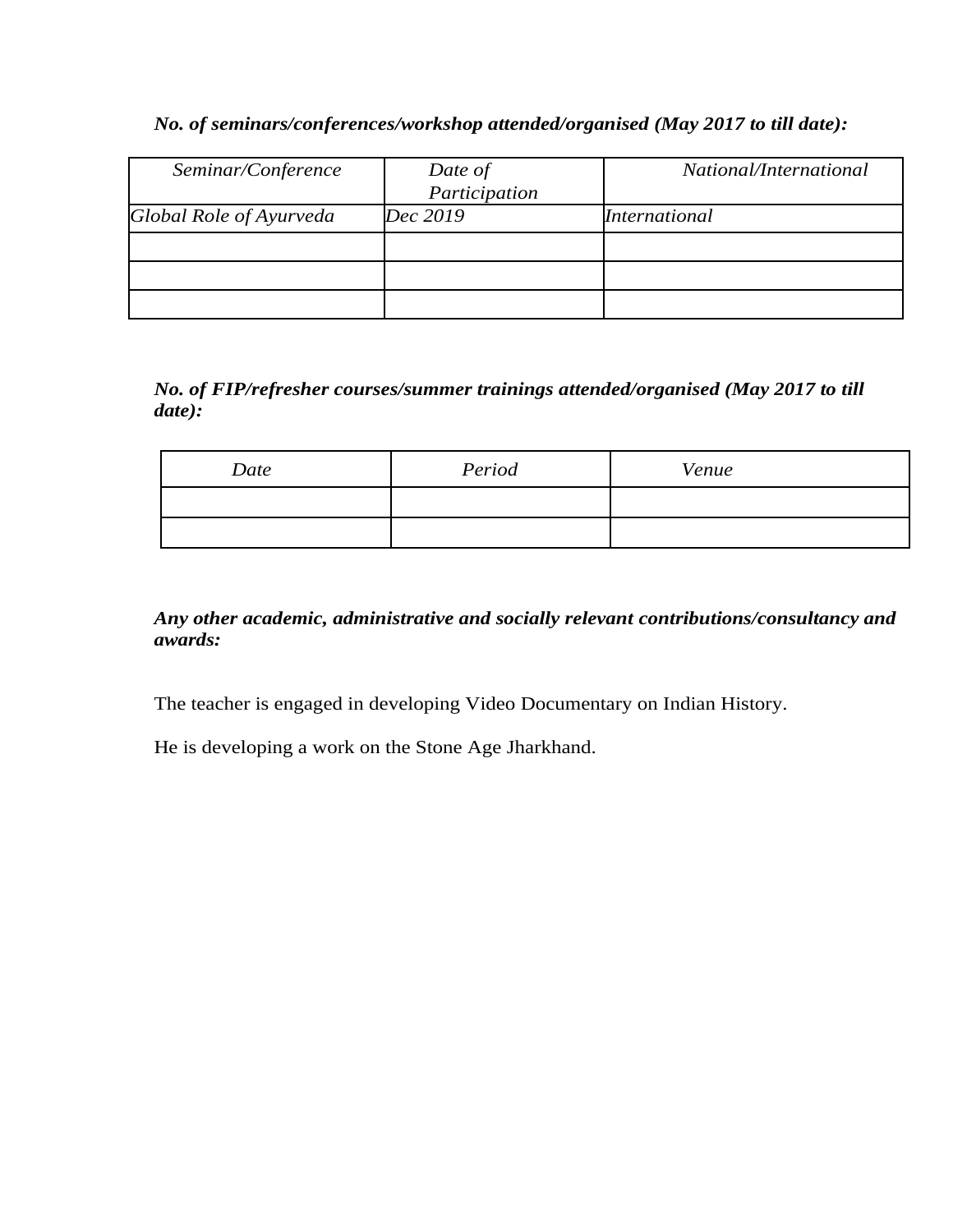***No. of seminars/conferences/workshop attended/organised (May 2017 to till date):***

| *Seminar/Conference* | *Date of Participation* | *National/International* |
|---|---|---|
| *Global Role of Ayurveda* | *Dec 2019* | *International* |
| | | |
| | | |
| | | |

***No. of FIP/refresher courses/summer trainings attended/organised (May 2017 to till date):***

| *Date* | *Period* | *Venue* |
|---|---|---|
| | | |
| | | |

***Any other academic, administrative and socially relevant contributions/consultancy and awards:***

The teacher is engaged in developing Video Documentary on Indian History.

He is developing a work on the Stone Age Jharkhand.